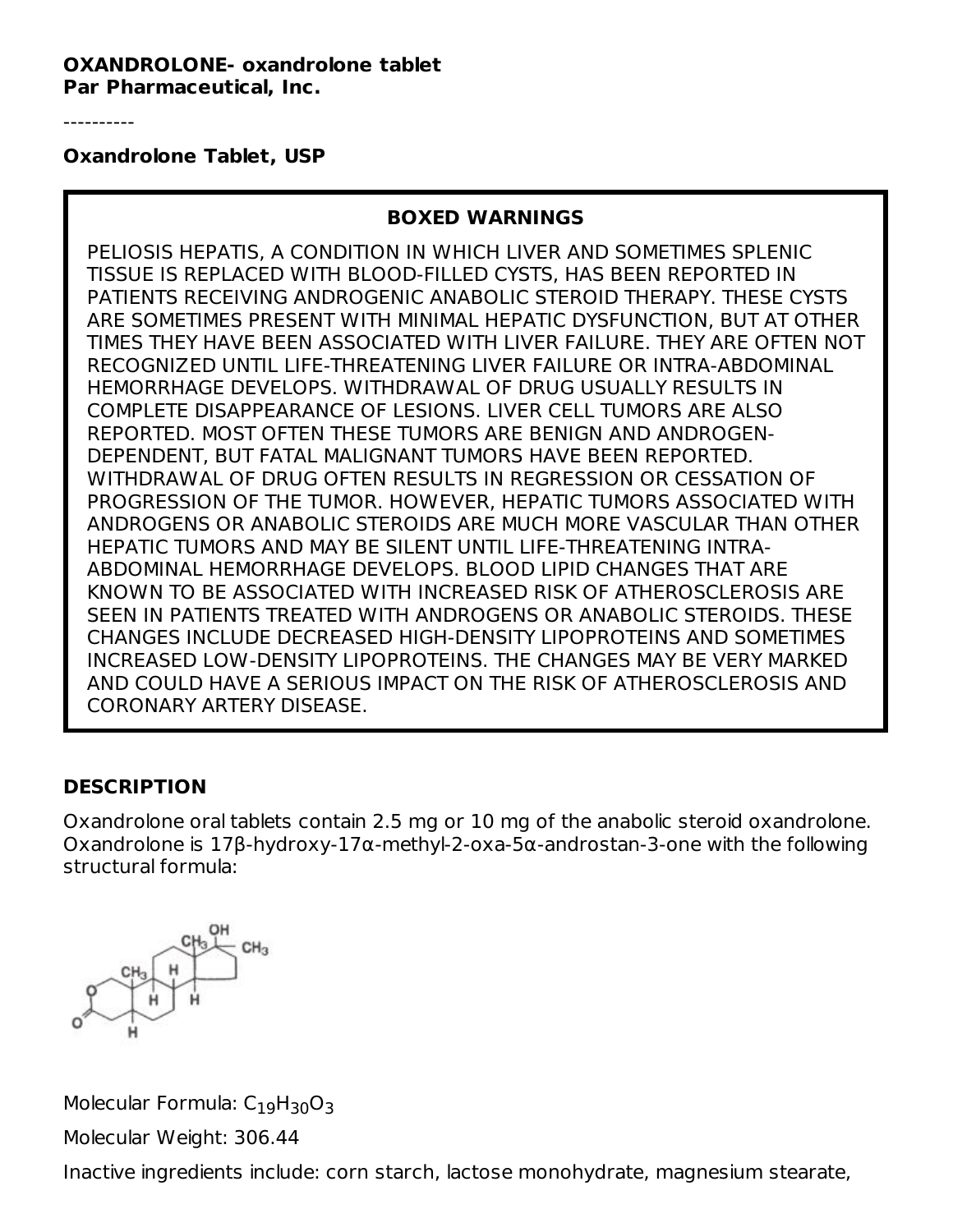**OXANDROLONE- oxandrolone tablet**
**Par Pharmaceutical, Inc.**

----------

**Oxandrolone Tablet, USP**

## BOXED WARNINGS

PELIOSIS HEPATIS, A CONDITION IN WHICH LIVER AND SOMETIMES SPLENIC TISSUE IS REPLACED WITH BLOOD-FILLED CYSTS, HAS BEEN REPORTED IN PATIENTS RECEIVING ANDROGENIC ANABOLIC STEROID THERAPY. THESE CYSTS ARE SOMETIMES PRESENT WITH MINIMAL HEPATIC DYSFUNCTION, BUT AT OTHER TIMES THEY HAVE BEEN ASSOCIATED WITH LIVER FAILURE. THEY ARE OFTEN NOT RECOGNIZED UNTIL LIFE-THREATENING LIVER FAILURE OR INTRA-ABDOMINAL HEMORRHAGE DEVELOPS. WITHDRAWAL OF DRUG USUALLY RESULTS IN COMPLETE DISAPPEARANCE OF LESIONS. LIVER CELL TUMORS ARE ALSO REPORTED. MOST OFTEN THESE TUMORS ARE BENIGN AND ANDROGEN-DEPENDENT, BUT FATAL MALIGNANT TUMORS HAVE BEEN REPORTED. WITHDRAWAL OF DRUG OFTEN RESULTS IN REGRESSION OR CESSATION OF PROGRESSION OF THE TUMOR. HOWEVER, HEPATIC TUMORS ASSOCIATED WITH ANDROGENS OR ANABOLIC STEROIDS ARE MUCH MORE VASCULAR THAN OTHER HEPATIC TUMORS AND MAY BE SILENT UNTIL LIFE-THREATENING INTRA-ABDOMINAL HEMORRHAGE DEVELOPS. BLOOD LIPID CHANGES THAT ARE KNOWN TO BE ASSOCIATED WITH INCREASED RISK OF ATHEROSCLEROSIS ARE SEEN IN PATIENTS TREATED WITH ANDROGENS OR ANABOLIC STEROIDS. THESE CHANGES INCLUDE DECREASED HIGH-DENSITY LIPOPROTEINS AND SOMETIMES INCREASED LOW-DENSITY LIPOPROTEINS. THE CHANGES MAY BE VERY MARKED AND COULD HAVE A SERIOUS IMPACT ON THE RISK OF ATHEROSCLEROSIS AND CORONARY ARTERY DISEASE.

## DESCRIPTION

Oxandrolone oral tablets contain 2.5 mg or 10 mg of the anabolic steroid oxandrolone. Oxandrolone is 17β-hydroxy-17α-methyl-2-oxa-5α-androstan-3-one with the following structural formula:

Molecular Formula: $C_{19}H_{30}O_3$

Molecular Weight: 306.44

Inactive ingredients include: corn starch, lactose monohydrate, magnesium stearate,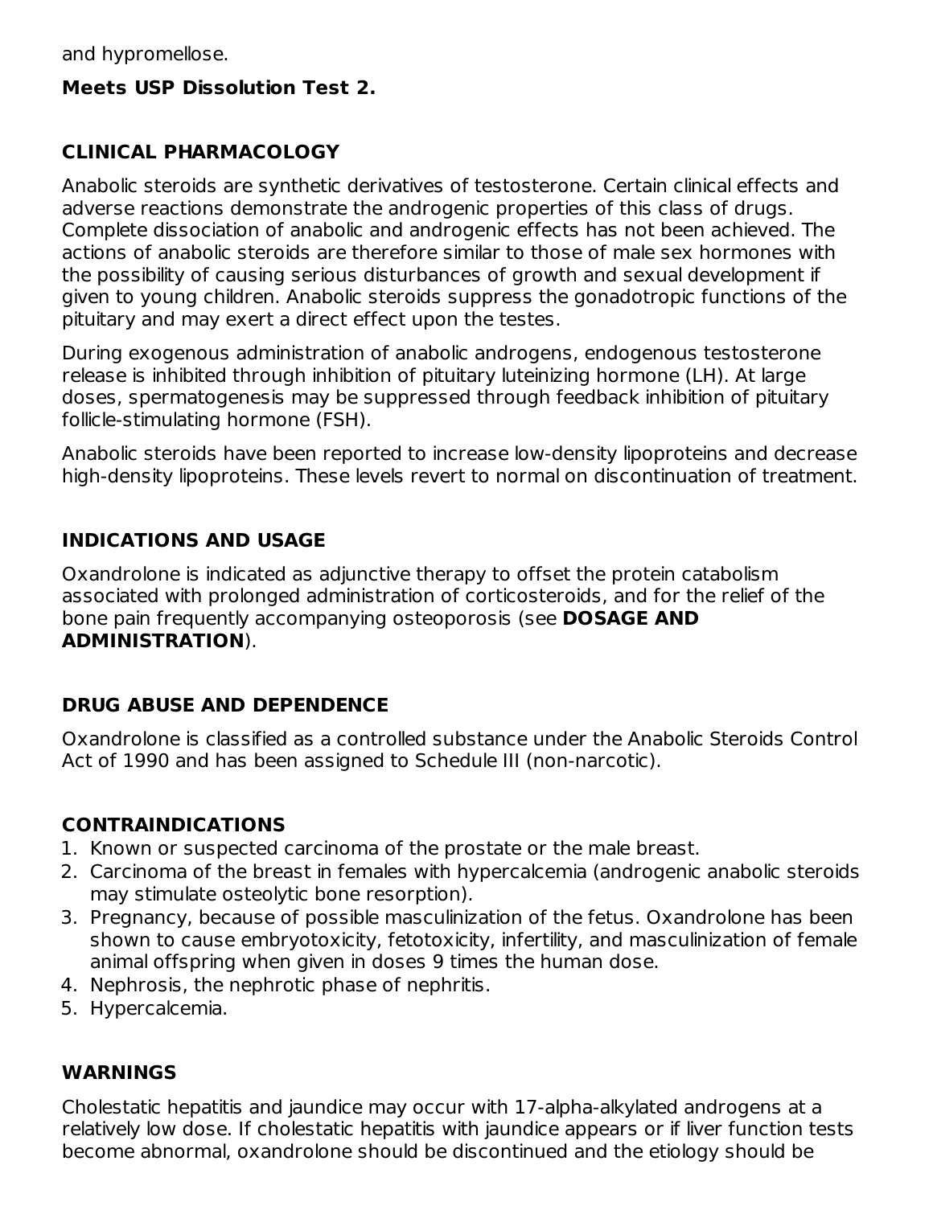and hypromellose.

**Meets USP Dissolution Test 2.**

## CLINICAL PHARMACOLOGY

Anabolic steroids are synthetic derivatives of testosterone. Certain clinical effects and adverse reactions demonstrate the androgenic properties of this class of drugs. Complete dissociation of anabolic and androgenic effects has not been achieved. The actions of anabolic steroids are therefore similar to those of male sex hormones with the possibility of causing serious disturbances of growth and sexual development if given to young children. Anabolic steroids suppress the gonadotropic functions of the pituitary and may exert a direct effect upon the testes.

During exogenous administration of anabolic androgens, endogenous testosterone release is inhibited through inhibition of pituitary luteinizing hormone (LH). At large doses, spermatogenesis may be suppressed through feedback inhibition of pituitary follicle-stimulating hormone (FSH).

Anabolic steroids have been reported to increase low-density lipoproteins and decrease high-density lipoproteins. These levels revert to normal on discontinuation of treatment.

## INDICATIONS AND USAGE

Oxandrolone is indicated as adjunctive therapy to offset the protein catabolism associated with prolonged administration of corticosteroids, and for the relief of the bone pain frequently accompanying osteoporosis (see **DOSAGE AND ADMINISTRATION**).

## DRUG ABUSE AND DEPENDENCE

Oxandrolone is classified as a controlled substance under the Anabolic Steroids Control Act of 1990 and has been assigned to Schedule III (non-narcotic).

## CONTRAINDICATIONS

1. Known or suspected carcinoma of the prostate or the male breast.
2. Carcinoma of the breast in females with hypercalcemia (androgenic anabolic steroids may stimulate osteolytic bone resorption).
3. Pregnancy, because of possible masculinization of the fetus. Oxandrolone has been shown to cause embryotoxicity, fetotoxicity, infertility, and masculinization of female animal offspring when given in doses 9 times the human dose.
4. Nephrosis, the nephrotic phase of nephritis.
5. Hypercalcemia.

## WARNINGS

Cholestatic hepatitis and jaundice may occur with 17-alpha-alkylated androgens at a relatively low dose. If cholestatic hepatitis with jaundice appears or if liver function tests become abnormal, oxandrolone should be discontinued and the etiology should be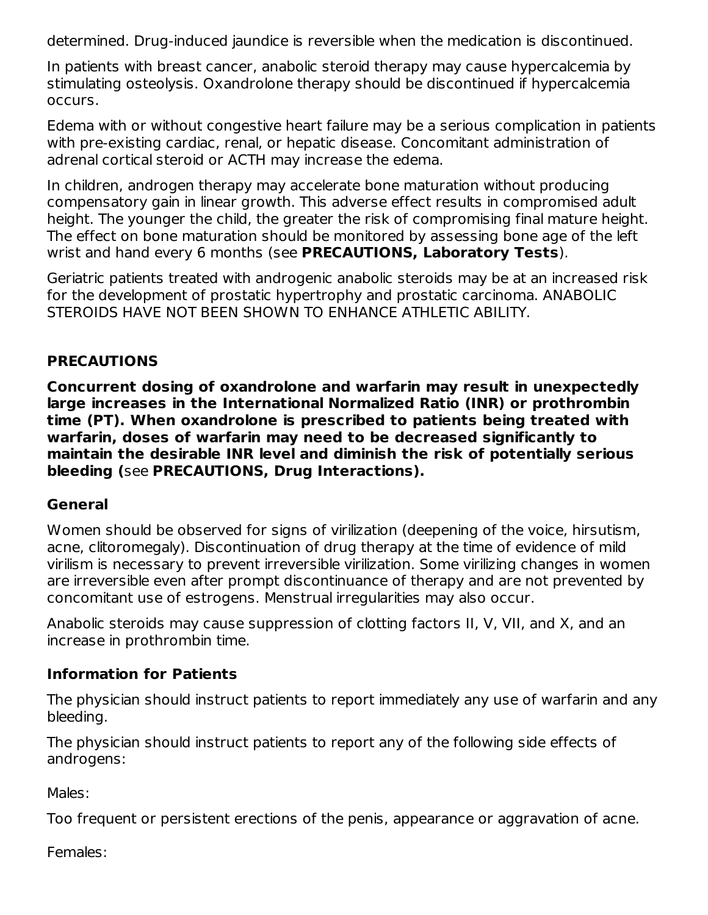determined. Drug-induced jaundice is reversible when the medication is discontinued.

In patients with breast cancer, anabolic steroid therapy may cause hypercalcemia by stimulating osteolysis. Oxandrolone therapy should be discontinued if hypercalcemia occurs.

Edema with or without congestive heart failure may be a serious complication in patients with pre-existing cardiac, renal, or hepatic disease. Concomitant administration of adrenal cortical steroid or ACTH may increase the edema.

In children, androgen therapy may accelerate bone maturation without producing compensatory gain in linear growth. This adverse effect results in compromised adult height. The younger the child, the greater the risk of compromising final mature height. The effect on bone maturation should be monitored by assessing bone age of the left wrist and hand every 6 months (see **PRECAUTIONS, Laboratory Tests**).

Geriatric patients treated with androgenic anabolic steroids may be at an increased risk for the development of prostatic hypertrophy and prostatic carcinoma. ANABOLIC STEROIDS HAVE NOT BEEN SHOWN TO ENHANCE ATHLETIC ABILITY.

## PRECAUTIONS

**Concurrent dosing of oxandrolone and warfarin may result in unexpectedly large increases in the International Normalized Ratio (INR) or prothrombin time (PT). When oxandrolone is prescribed to patients being treated with warfarin, doses of warfarin may need to be decreased significantly to maintain the desirable INR level and diminish the risk of potentially serious bleeding (**see **PRECAUTIONS, Drug Interactions).**

### General

Women should be observed for signs of virilization (deepening of the voice, hirsutism, acne, clitoromegaly). Discontinuation of drug therapy at the time of evidence of mild virilism is necessary to prevent irreversible virilization. Some virilizing changes in women are irreversible even after prompt discontinuance of therapy and are not prevented by concomitant use of estrogens. Menstrual irregularities may also occur.

Anabolic steroids may cause suppression of clotting factors II, V, VII, and X, and an increase in prothrombin time.

### Information for Patients

The physician should instruct patients to report immediately any use of warfarin and any bleeding.

The physician should instruct patients to report any of the following side effects of androgens:

Males:

Too frequent or persistent erections of the penis, appearance or aggravation of acne.

Females: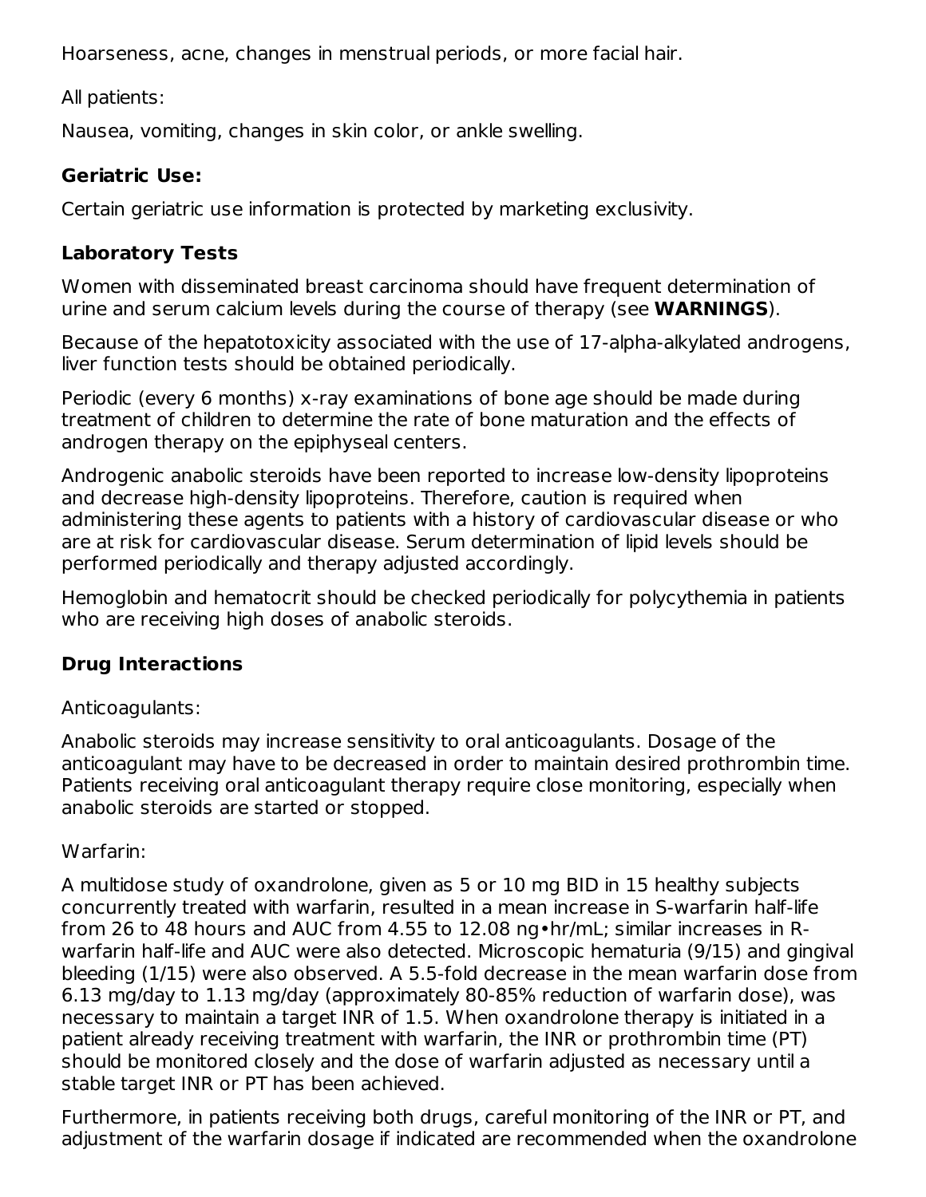Hoarseness, acne, changes in menstrual periods, or more facial hair.

All patients:

Nausea, vomiting, changes in skin color, or ankle swelling.

### Geriatric Use:

Certain geriatric use information is protected by marketing exclusivity.

### Laboratory Tests

Women with disseminated breast carcinoma should have frequent determination of urine and serum calcium levels during the course of therapy (see **WARNINGS**).

Because of the hepatotoxicity associated with the use of 17-alpha-alkylated androgens, liver function tests should be obtained periodically.

Periodic (every 6 months) x-ray examinations of bone age should be made during treatment of children to determine the rate of bone maturation and the effects of androgen therapy on the epiphyseal centers.

Androgenic anabolic steroids have been reported to increase low-density lipoproteins and decrease high-density lipoproteins. Therefore, caution is required when administering these agents to patients with a history of cardiovascular disease or who are at risk for cardiovascular disease. Serum determination of lipid levels should be performed periodically and therapy adjusted accordingly.

Hemoglobin and hematocrit should be checked periodically for polycythemia in patients who are receiving high doses of anabolic steroids.

### Drug Interactions

Anticoagulants:

Anabolic steroids may increase sensitivity to oral anticoagulants. Dosage of the anticoagulant may have to be decreased in order to maintain desired prothrombin time. Patients receiving oral anticoagulant therapy require close monitoring, especially when anabolic steroids are started or stopped.

Warfarin:

A multidose study of oxandrolone, given as 5 or 10 mg BID in 15 healthy subjects concurrently treated with warfarin, resulted in a mean increase in S-warfarin half-life from 26 to 48 hours and AUC from 4.55 to 12.08 ng•hr/mL; similar increases in R-warfarin half-life and AUC were also detected. Microscopic hematuria (9/15) and gingival bleeding (1/15) were also observed. A 5.5-fold decrease in the mean warfarin dose from 6.13 mg/day to 1.13 mg/day (approximately 80-85% reduction of warfarin dose), was necessary to maintain a target INR of 1.5. When oxandrolone therapy is initiated in a patient already receiving treatment with warfarin, the INR or prothrombin time (PT) should be monitored closely and the dose of warfarin adjusted as necessary until a stable target INR or PT has been achieved.

Furthermore, in patients receiving both drugs, careful monitoring of the INR or PT, and adjustment of the warfarin dosage if indicated are recommended when the oxandrolone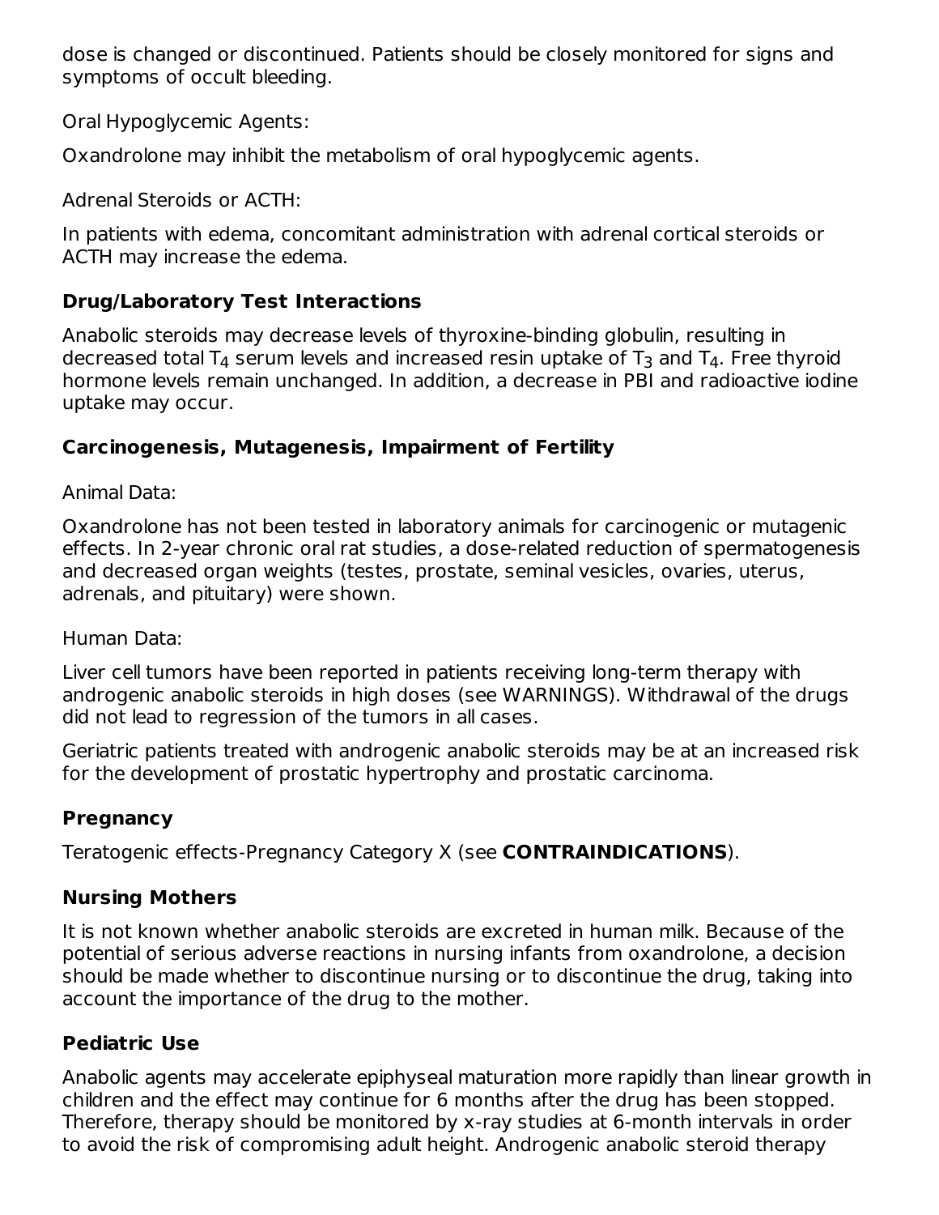dose is changed or discontinued. Patients should be closely monitored for signs and symptoms of occult bleeding.

Oral Hypoglycemic Agents:

Oxandrolone may inhibit the metabolism of oral hypoglycemic agents.

Adrenal Steroids or ACTH:

In patients with edema, concomitant administration with adrenal cortical steroids or ACTH may increase the edema.

### Drug/Laboratory Test Interactions

Anabolic steroids may decrease levels of thyroxine-binding globulin, resulting in decreased total $T_4$ serum levels and increased resin uptake of $T_3$ and $T_4$. Free thyroid hormone levels remain unchanged. In addition, a decrease in PBI and radioactive iodine uptake may occur.

### Carcinogenesis, Mutagenesis, Impairment of Fertility

Animal Data:

Oxandrolone has not been tested in laboratory animals for carcinogenic or mutagenic effects. In 2-year chronic oral rat studies, a dose-related reduction of spermatogenesis and decreased organ weights (testes, prostate, seminal vesicles, ovaries, uterus, adrenals, and pituitary) were shown.

Human Data:

Liver cell tumors have been reported in patients receiving long-term therapy with androgenic anabolic steroids in high doses (see WARNINGS). Withdrawal of the drugs did not lead to regression of the tumors in all cases.

Geriatric patients treated with androgenic anabolic steroids may be at an increased risk for the development of prostatic hypertrophy and prostatic carcinoma.

### Pregnancy

Teratogenic effects-Pregnancy Category X (see **CONTRAINDICATIONS**).

### Nursing Mothers

It is not known whether anabolic steroids are excreted in human milk. Because of the potential of serious adverse reactions in nursing infants from oxandrolone, a decision should be made whether to discontinue nursing or to discontinue the drug, taking into account the importance of the drug to the mother.

### Pediatric Use

Anabolic agents may accelerate epiphyseal maturation more rapidly than linear growth in children and the effect may continue for 6 months after the drug has been stopped. Therefore, therapy should be monitored by x-ray studies at 6-month intervals in order to avoid the risk of compromising adult height. Androgenic anabolic steroid therapy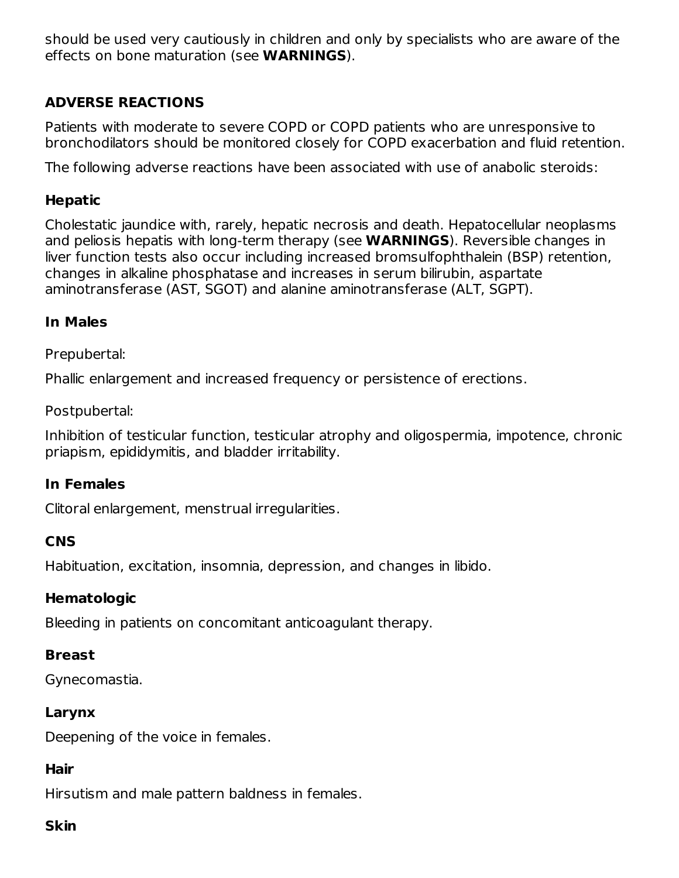should be used very cautiously in children and only by specialists who are aware of the effects on bone maturation (see **WARNINGS**).

## ADVERSE REACTIONS

Patients with moderate to severe COPD or COPD patients who are unresponsive to bronchodilators should be monitored closely for COPD exacerbation and fluid retention.

The following adverse reactions have been associated with use of anabolic steroids:

### Hepatic

Cholestatic jaundice with, rarely, hepatic necrosis and death. Hepatocellular neoplasms and peliosis hepatis with long-term therapy (see **WARNINGS**). Reversible changes in liver function tests also occur including increased bromsulfophthalein (BSP) retention, changes in alkaline phosphatase and increases in serum bilirubin, aspartate aminotransferase (AST, SGOT) and alanine aminotransferase (ALT, SGPT).

### In Males

Prepubertal:

Phallic enlargement and increased frequency or persistence of erections.

Postpubertal:

Inhibition of testicular function, testicular atrophy and oligospermia, impotence, chronic priapism, epididymitis, and bladder irritability.

### In Females

Clitoral enlargement, menstrual irregularities.

### CNS

Habituation, excitation, insomnia, depression, and changes in libido.

### Hematologic

Bleeding in patients on concomitant anticoagulant therapy.

### Breast

Gynecomastia.

### Larynx

Deepening of the voice in females.

### Hair

Hirsutism and male pattern baldness in females.

### Skin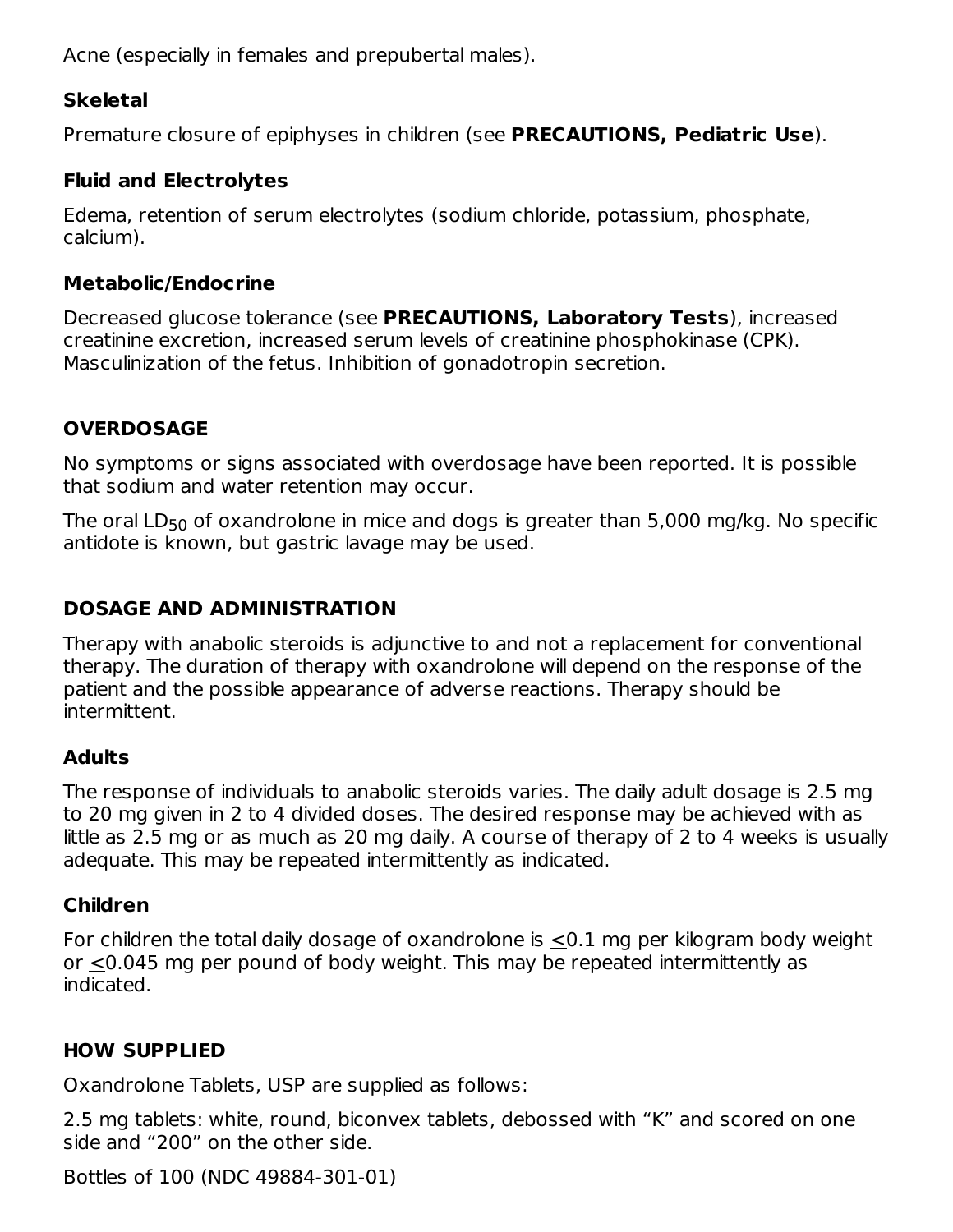Acne (especially in females and prepubertal males).

### Skeletal

Premature closure of epiphyses in children (see **PRECAUTIONS, Pediatric Use**).

### Fluid and Electrolytes

Edema, retention of serum electrolytes (sodium chloride, potassium, phosphate, calcium).

### Metabolic/Endocrine

Decreased glucose tolerance (see **PRECAUTIONS, Laboratory Tests**), increased creatinine excretion, increased serum levels of creatinine phosphokinase (CPK). Masculinization of the fetus. Inhibition of gonadotropin secretion.

## OVERDOSAGE

No symptoms or signs associated with overdosage have been reported. It is possible that sodium and water retention may occur.

The oral $LD_{50}$ of oxandrolone in mice and dogs is greater than 5,000 mg/kg. No specific antidote is known, but gastric lavage may be used.

## DOSAGE AND ADMINISTRATION

Therapy with anabolic steroids is adjunctive to and not a replacement for conventional therapy. The duration of therapy with oxandrolone will depend on the response of the patient and the possible appearance of adverse reactions. Therapy should be intermittent.

### Adults

The response of individuals to anabolic steroids varies. The daily adult dosage is 2.5 mg to 20 mg given in 2 to 4 divided doses. The desired response may be achieved with as little as 2.5 mg or as much as 20 mg daily. A course of therapy of 2 to 4 weeks is usually adequate. This may be repeated intermittently as indicated.

### Children

For children the total daily dosage of oxandrolone is $\leq$0.1 mg per kilogram body weight or $\leq$0.045 mg per pound of body weight. This may be repeated intermittently as indicated.

## HOW SUPPLIED

Oxandrolone Tablets, USP are supplied as follows:

2.5 mg tablets: white, round, biconvex tablets, debossed with "K" and scored on one side and "200" on the other side.

Bottles of 100 (NDC 49884-301-01)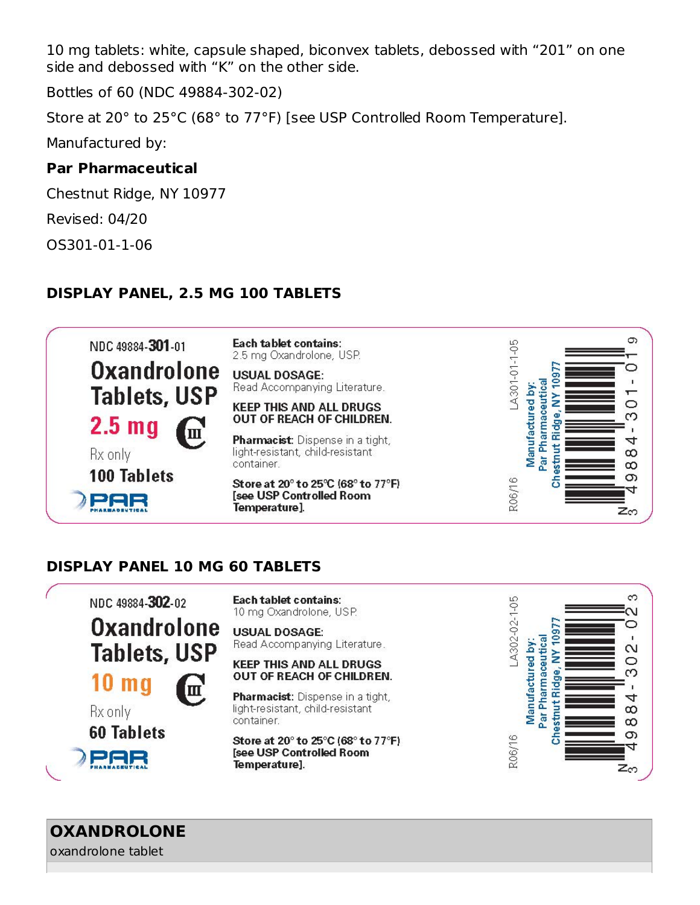10 mg tablets: white, capsule shaped, biconvex tablets, debossed with “201” on one side and debossed with “K” on the other side.

Bottles of 60 (NDC 49884-302-02)

Store at 20° to 25°C (68° to 77°F) [see USP Controlled Room Temperature].

Manufactured by:

**Par Pharmaceutical**

Chestnut Ridge, NY 10977

Revised: 04/20

OS301-01-1-06

## DISPLAY PANEL, 2.5 MG 100 TABLETS

NDC 49884-**301**-01

**Oxandrolone Tablets, USP**

**2.5 mg** CIII

Rx only

**100 Tablets**

PAR PHARMACEUTICAL

**Each tablet contains:**
2.5 mg Oxandrolone, USP.

**USUAL DOSAGE:**
Read Accompanying Literature.

**KEEP THIS AND ALL DRUGS OUT OF REACH OF CHILDREN.**

**Pharmacist:** Dispense in a tight, light-resistant, child-resistant container.

**Store at 20° to 25°C (68° to 77°F) [see USP Controlled Room Temperature].**

LA301-01-1-05

R06/16

Manufactured by:
Par Pharmaceutical
Chestnut Ridge, NY 10977

N 3 49884-301-01 9

## DISPLAY PANEL 10 MG 60 TABLETS

NDC 49884-**302**-02

**Oxandrolone Tablets, USP**

**10 mg** CIII

Rx only

**60 Tablets**

PAR PHARMACEUTICAL

**Each tablet contains:**
10 mg Oxandrolone, USP.

**USUAL DOSAGE:**
Read Accompanying Literature.

**KEEP THIS AND ALL DRUGS OUT OF REACH OF CHILDREN.**

**Pharmacist:** Dispense in a tight, light-resistant, child-resistant container.

**Store at 20° to 25°C (68° to 77°F) [see USP Controlled Room Temperature].**

LA302-02-1-05

R06/16

Manufactured by:
Par Pharmaceutical
Chestnut Ridge, NY 10977

N 3 49884-302-02 3

| **OXANDROLONE** oxandrolone tablet |
| --- |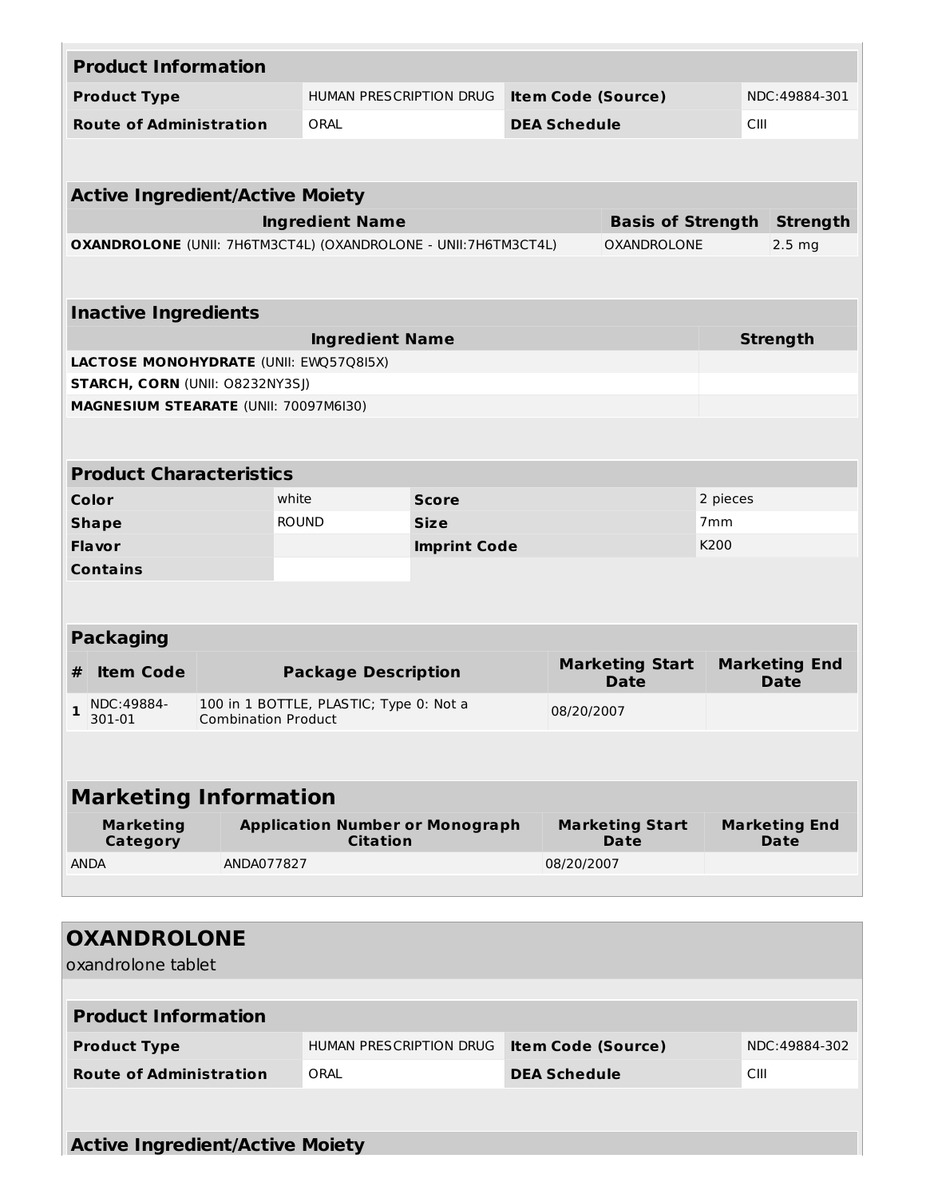| Product Information | | | |
|---|---|---|---|
| **Product Type** | HUMAN PRESCRIPTION DRUG | **Item Code (Source)** | NDC:49884-301 |
| **Route of Administration** | ORAL | **DEA Schedule** | CIII |

| Active Ingredient/Active Moiety | | |
|---|---|---|
| **Ingredient Name** | **Basis of Strength** | **Strength** |
| **OXANDROLONE** (UNII: 7H6TM3CT4L) (OXANDROLONE - UNII:7H6TM3CT4L) | OXANDROLONE | 2.5 mg |

| Inactive Ingredients | |
|---|---|
| **Ingredient Name** | **Strength** |
| **LACTOSE MONOHYDRATE** (UNII: EWQ57Q8I5X) | |
| **STARCH, CORN** (UNII: O8232NY3SJ) | |
| **MAGNESIUM STEARATE** (UNII: 70097M6I30) | |

| Product Characteristics | | | |
|---|---|---|---|
| **Color** | white | **Score** | 2 pieces |
| **Shape** | ROUND | **Size** | 7mm |
| **Flavor** | | **Imprint Code** | K200 |
| **Contains** | | | |

| Packaging | | | | |
|---|---|---|---|---|
| **#** | **Item Code** | **Package Description** | **Marketing Start Date** | **Marketing End Date** |
| 1 | NDC:49884-301-01 | 100 in 1 BOTTLE, PLASTIC; Type 0: Not a Combination Product | 08/20/2007 | |

| Marketing Information | | | |
|---|---|---|---|
| **Marketing Category** | **Application Number or Monograph Citation** | **Marketing Start Date** | **Marketing End Date** |
| ANDA | ANDA077827 | 08/20/2007 | |

## OXANDROLONE

oxandrolone tablet

| Product Information | | | |
|---|---|---|---|
| **Product Type** | HUMAN PRESCRIPTION DRUG | **Item Code (Source)** | NDC:49884-302 |
| **Route of Administration** | ORAL | **DEA Schedule** | CIII |

**Active Ingredient/Active Moiety**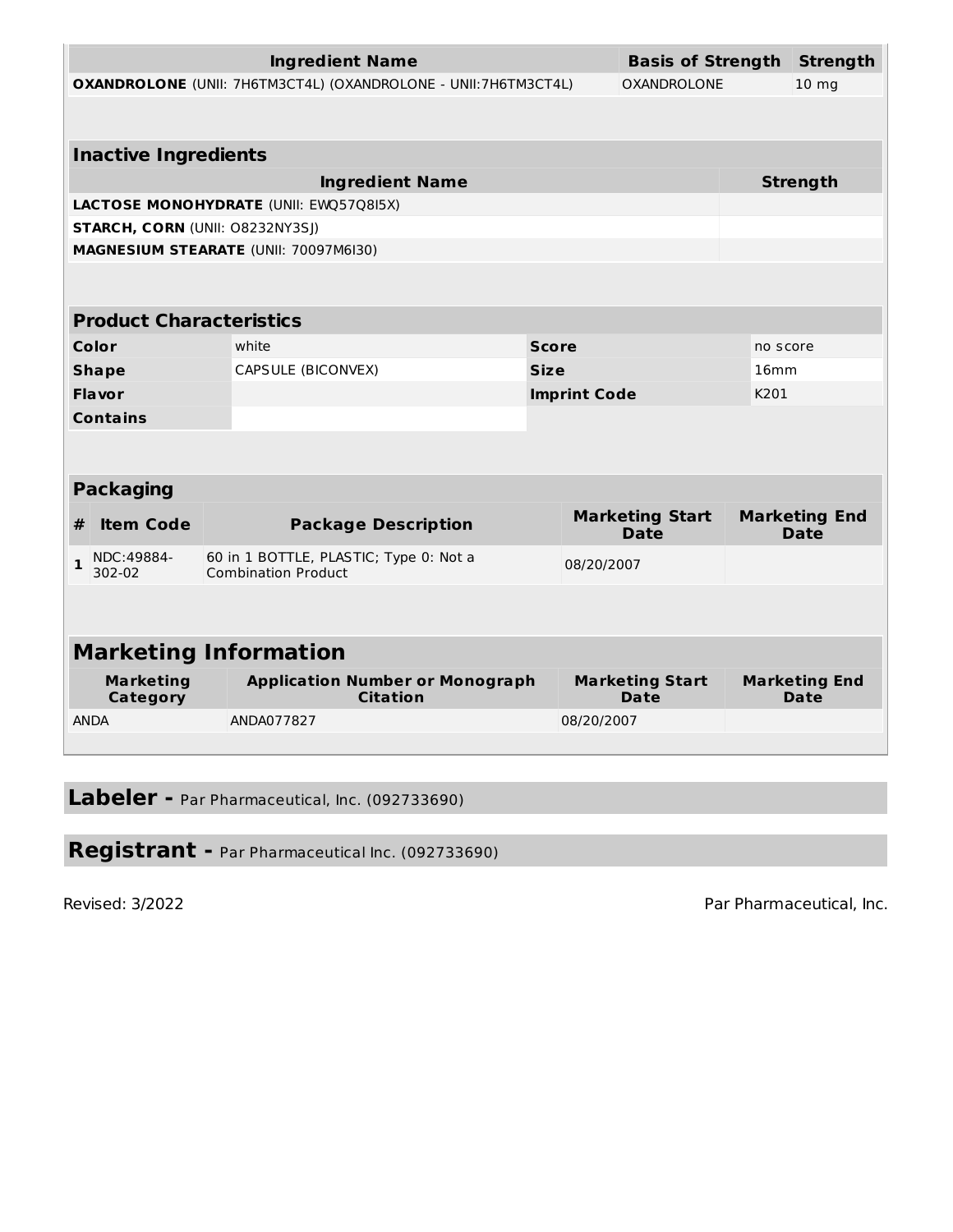| Ingredient Name | Basis of Strength | Strength |
|---|---|---|
| **OXANDROLONE** (UNII: 7H6TM3CT4L) (OXANDROLONE - UNII:7H6TM3CT4L) | OXANDROLONE | 10 mg |

| **Inactive Ingredients** | |
|---|---|
| **Ingredient Name** | **Strength** |
| **LACTOSE MONOHYDRATE** (UNII: EWQ57Q8I5X) | |
| **STARCH, CORN** (UNII: O8232NY3SJ) | |
| **MAGNESIUM STEARATE** (UNII: 70097M6I30) | |

| **Product Characteristics** | | | |
|---|---|---|---|
| **Color** | white | **Score** | no score |
| **Shape** | CAPSULE (BICONVEX) | **Size** | 16mm |
| **Flavor** | | **Imprint Code** | K201 |
| **Contains** | | | |

| **Packaging** | | | | |
|---|---|---|---|---|
| **#** | **Item Code** | **Package Description** | **Marketing Start Date** | **Marketing End Date** |
| **1** | NDC:49884-302-02 | 60 in 1 BOTTLE, PLASTIC; Type 0: Not a Combination Product | 08/20/2007 | |

| **Marketing Information** | | | |
|---|---|---|---|
| **Marketing Category** | **Application Number or Monograph Citation** | **Marketing Start Date** | **Marketing End Date** |
| ANDA | ANDA077827 | 08/20/2007 | |

## Labeler - Par Pharmaceutical, Inc. (092733690)

## Registrant - Par Pharmaceutical Inc. (092733690)

Revised: 3/2022

Par Pharmaceutical, Inc.